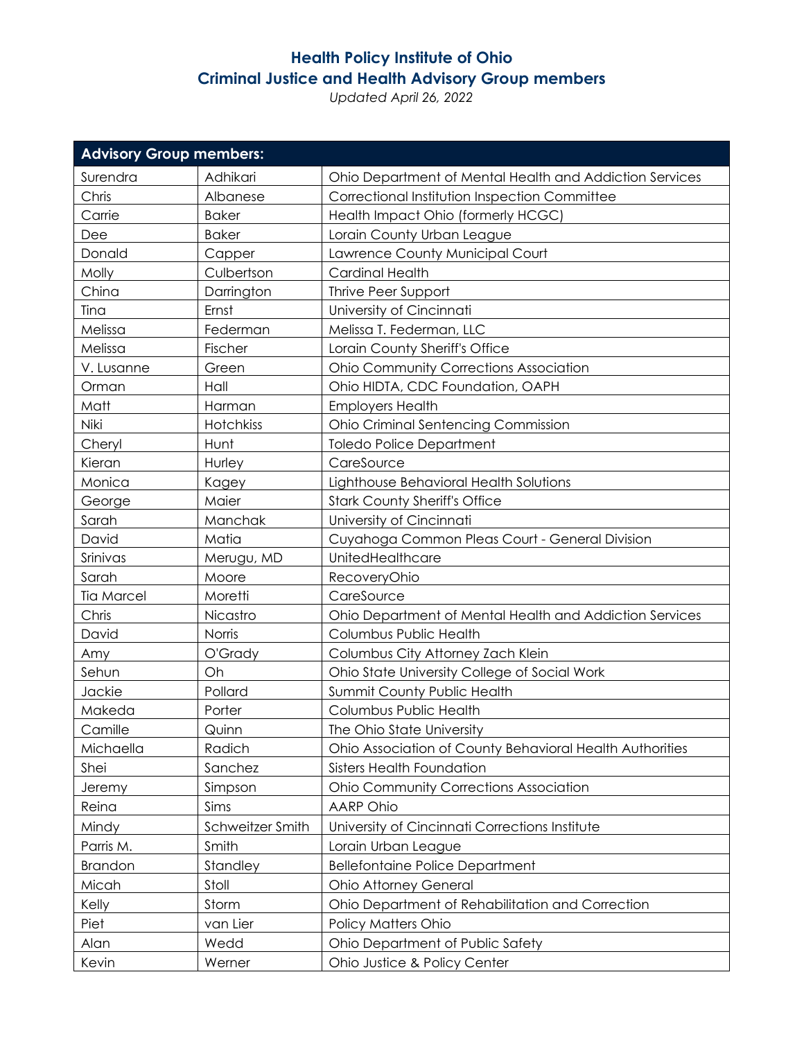# Health Policy Institute of Ohio
## Criminal Justice and Health Advisory Group members

*Updated April 26, 2022*

| Advisory Group members: | | |
|---|---|---|
| Surendra | Adhikari | Ohio Department of Mental Health and Addiction Services |
| Chris | Albanese | Correctional Institution Inspection Committee |
| Carrie | Baker | Health Impact Ohio (formerly HCGC) |
| Dee | Baker | Lorain County Urban League |
| Donald | Capper | Lawrence County Municipal Court |
| Molly | Culbertson | Cardinal Health |
| China | Darrington | Thrive Peer Support |
| Tina | Ernst | University of Cincinnati |
| Melissa | Federman | Melissa T. Federman, LLC |
| Melissa | Fischer | Lorain County Sheriff's Office |
| V. Lusanne | Green | Ohio Community Corrections Association |
| Orman | Hall | Ohio HIDTA, CDC Foundation, OAPH |
| Matt | Harman | Employers Health |
| Niki | Hotchkiss | Ohio Criminal Sentencing Commission |
| Cheryl | Hunt | Toledo Police Department |
| Kieran | Hurley | CareSource |
| Monica | Kagey | Lighthouse Behavioral Health Solutions |
| George | Maier | Stark County Sheriff's Office |
| Sarah | Manchak | University of Cincinnati |
| David | Matia | Cuyahoga Common Pleas Court - General Division |
| Srinivas | Merugu, MD | UnitedHealthcare |
| Sarah | Moore | RecoveryOhio |
| Tia Marcel | Moretti | CareSource |
| Chris | Nicastro | Ohio Department of Mental Health and Addiction Services |
| David | Norris | Columbus Public Health |
| Amy | O'Grady | Columbus City Attorney Zach Klein |
| Sehun | Oh | Ohio State University College of Social Work |
| Jackie | Pollard | Summit County Public Health |
| Makeda | Porter | Columbus Public Health |
| Camille | Quinn | The Ohio State University |
| Michaella | Radich | Ohio Association of County Behavioral Health Authorities |
| Shei | Sanchez | Sisters Health Foundation |
| Jeremy | Simpson | Ohio Community Corrections Association |
| Reina | Sims | AARP Ohio |
| Mindy | Schweitzer Smith | University of Cincinnati Corrections Institute |
| Parris M. | Smith | Lorain Urban League |
| Brandon | Standley | Bellefontaine Police Department |
| Micah | Stoll | Ohio Attorney General |
| Kelly | Storm | Ohio Department of Rehabilitation and Correction |
| Piet | van Lier | Policy Matters Ohio |
| Alan | Wedd | Ohio Department of Public Safety |
| Kevin | Werner | Ohio Justice & Policy Center |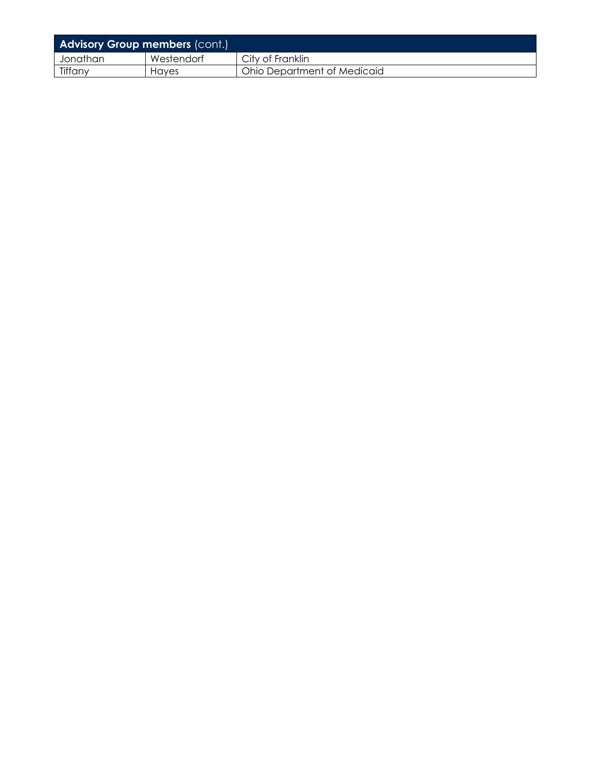| **Advisory Group members** (cont.) | | |
|---|---|---|
| Jonathan | Westendorf | City of Franklin |
| Tiffany | Hayes | Ohio Department of Medicaid |